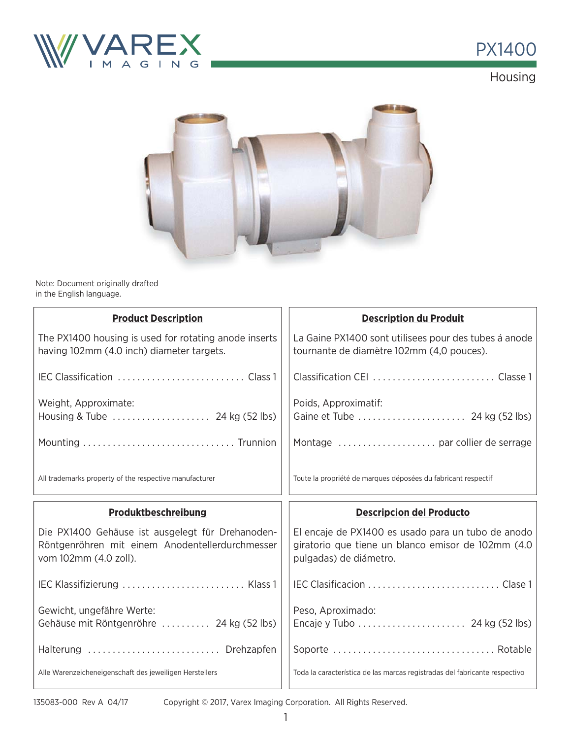# PX1400

## Housing

Note: Document originally drafted in the English language.

### Product Description

The PX1400 housing is used for rotating anode inserts having 102mm (4.0 inch) diameter targets.

IEC Classification .......................... Class 1

Weight, Approximate:
Housing & Tube .................... 24 kg (52 lbs)

Mounting .............................. Trunnion

All trademarks property of the respective manufacturer

### Description du Produit

La Gaine PX1400 sont utilisees pour des tubes á anode tournante de diamètre 102mm (4,0 pouces).

Classification CEI ......................... Classe 1

Poids, Approximatif:
Gaine et Tube ...................... 24 kg (52 lbs)

Montage .................... par collier de serrage

Toute la propriété de marques déposées du fabricant respectif

### Produktbeschreibung

Die PX1400 Gehäuse ist ausgelegt für Drehanoden-Röntgenröhren mit einem Anodentellerdurchmesser vom 102mm (4.0 zoll).

IEC Klassifizierung ......................... Klass 1

Gewicht, ungefähre Werte:
Gehäuse mit Röntgenröhre .......... 24 kg (52 lbs)

Halterung .......................... Drehzapfen

Alle Warenzeicheneigenschaft des jeweiligen Herstellers

### Descripcion del Producto

El encaje de PX1400 es usado para un tubo de anodo giratorio que tiene un blanco emisor de 102mm (4.0 pulgadas) de diámetro.

IEC Clasificacion ........................... Clase 1

Peso, Aproximado:
Encaje y Tubo ...................... 24 kg (52 lbs)

Soporte ................................ Rotable

Toda la característica de las marcas registradas del fabricante respectivo

135083-000 Rev A 04/17 Copyright © 2017, Varex Imaging Corporation. All Rights Reserved.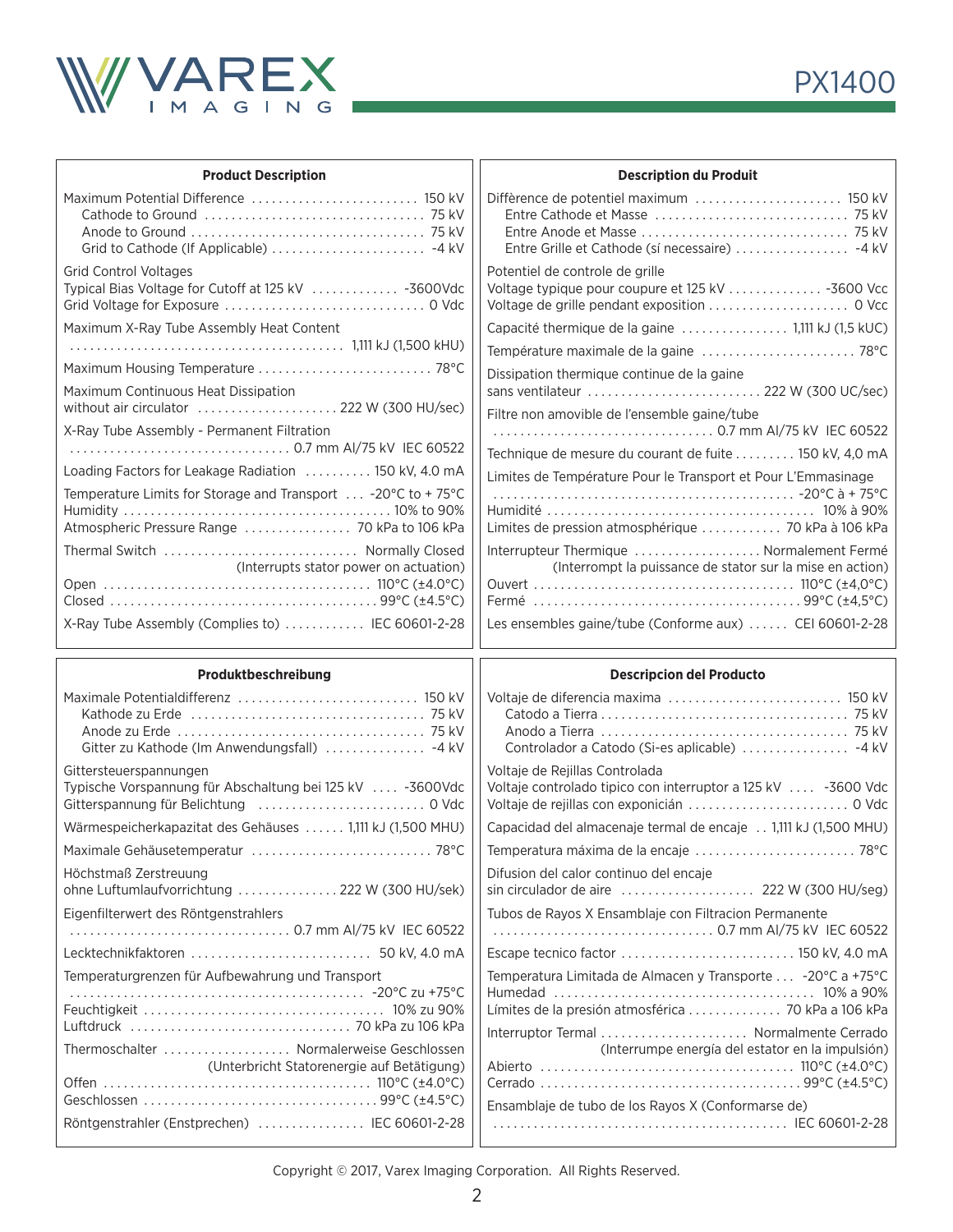## Product Description

Maximum Potential Difference ........................ 150 kV
Cathode to Ground ................................ 75 kV
Anode to Ground .................................. 75 kV
Grid to Cathode (If Applicable) ...................... -4 kV

Grid Control Voltages
Typical Bias Voltage for Cutoff at 125 kV ............. -3600Vdc
Grid Voltage for Exposure ............................. 0 Vdc

Maximum X-Ray Tube Assembly Heat Content
........................................ 1,111 kJ (1,500 kHU)

Maximum Housing Temperature .......................... 78°C

Maximum Continuous Heat Dissipation
without air circulator ..................... 222 W (300 HU/sec)

X-Ray Tube Assembly - Permanent Filtration
................................ 0.7 mm Al/75 kV IEC 60522

Loading Factors for Leakage Radiation .......... 150 kV, 4.0 mA

Temperature Limits for Storage and Transport ... -20°C to + 75°C
Humidity ....................................... 10% to 90%
Atmospheric Pressure Range ................ 70 kPa to 106 kPa

Thermal Switch ............................ Normally Closed
(Interrupts stator power on actuation)
Open ....................................... 110°C (±4.0°C)
Closed ....................................... 99°C (±4.5°C)

X-Ray Tube Assembly (Complies to) ........... IEC 60601-2-28

## Description du Produit

Diffèrence de potentiel maximum ..................... 150 kV
Entre Cathode et Masse ............................. 75 kV
Entre Anode et Masse ............................... 75 kV
Entre Grille et Cathode (sí necessaire) ................. -4 kV

Potentiel de controle de grille
Voltage typique pour coupure et 125 kV .............. -3600 Vcc
Voltage de grille pendant exposition ..................... 0 Vcc

Capacité thermique de la gaine ................ 1,111 kJ (1,5 kUC)

Température maximale de la gaine ....................... 78°C

Dissipation thermique continue de la gaine
sans ventilateur .......................... 222 W (300 UC/sec)

Filtre non amovible de l'ensemble gaine/tube
................................ 0.7 mm Al/75 kV IEC 60522

Technique de mesure du courant de fuite ......... 150 kV, 4,0 mA

Limites de Température Pour le Transport et Pour L'Emmasinage
............................................ -20°C à + 75°C
Humidité ....................................... 10% à 90%
Limites de pression atmosphérique ............ 70 kPa à 106 kPa

Interrupteur Thermique ................... Normalement Fermé
(Interrompt la puissance de stator sur la mise en action)
Ouvert ...................................... 110°C (±4,0°C)
Fermé ....................................... 99°C (±4,5°C)

Les ensembles gaine/tube (Conforme aux) ...... CEI 60601-2-28

## Produktbeschreibung

Maximale Potentialdifferenz .......................... 150 kV
Kathode zu Erde .................................. 75 kV
Anode zu Erde .................................... 75 kV
Gitter zu Kathode (Im Anwendungsfall) ............... -4 kV

Gittersteuerspannungen
Typische Vorspannung für Abschaltung bei 125 kV .... -3600Vdc
Gitterspannung für Belichtung ......................... 0 Vdc

Wärmespeicherkapazitat des Gehäuses ...... 1,111 kJ (1,500 MHU)

Maximale Gehäusetemperatur ........................... 78°C

Höchstmaß Zerstreuung
ohne Luftumlaufvorrichtung ............... 222 W (300 HU/sek)

Eigenfilterwert des Röntgenstrahlers
................................ 0.7 mm Al/75 kV IEC 60522

Lecktechnikfaktoren ........................... 50 kV, 4.0 mA

Temperaturgrenzen für Aufbewahrung und Transport
............................................ -20°C zu +75°C
Feuchtigkeit .................................. 10% zu 90%
Luftdruck ................................ 70 kPa zu 106 kPa

Thermoschalter .................. Normalerweise Geschlossen
(Unterbricht Statorenergie auf Betätigung)
Offen ....................................... 110°C (±4.0°C)
Geschlossen .................................. 99°C (±4.5°C)

Röntgenstrahler (Enstprechen) ................ IEC 60601-2-28

## Descripcion del Producto

Voltaje de diferencia maxima ......................... 150 kV
Catodo a Tierra .................................... 75 kV
Anodo a Tierra ..................................... 75 kV
Controlador a Catodo (Si-es aplicable) ................ -4 kV

Voltaje de Rejillas Controlada
Voltaje controlado tipico con interruptor a 125 kV .... -3600 Vdc
Voltaje de rejillas con exponición ........................ 0 Vdc

Capacidad del almacenaje termal de encaje .. 1,111 kJ (1,500 MHU)

Temperatura máxima de la encaje ........................ 78°C

Difusion del calor continuo del encaje
sin circulador de aire .................... 222 W (300 HU/seg)

Tubos de Rayos X Ensamblaje con Filtracion Permanente
................................ 0.7 mm Al/75 kV IEC 60522

Escape tecnico factor .......................... 150 kV, 4.0 mA

Temperatura Limitada de Almacen y Transporte ... -20°C a +75°C
Humedad ...................................... 10% a 90%
Límites de la presión atmosférica .............. 70 kPa a 106 kPa

Interruptor Termal ...................... Normalmente Cerrado
(Interrumpe energía del estator en la impulsión)
Abierto ..................................... 110°C (±4.0°C)
Cerrado ...................................... 99°C (±4.5°C)

Ensamblaje de tubo de los Rayos X (Conformarse de)
........................................... IEC 60601-2-28

Copyright © 2017, Varex Imaging Corporation. All Rights Reserved.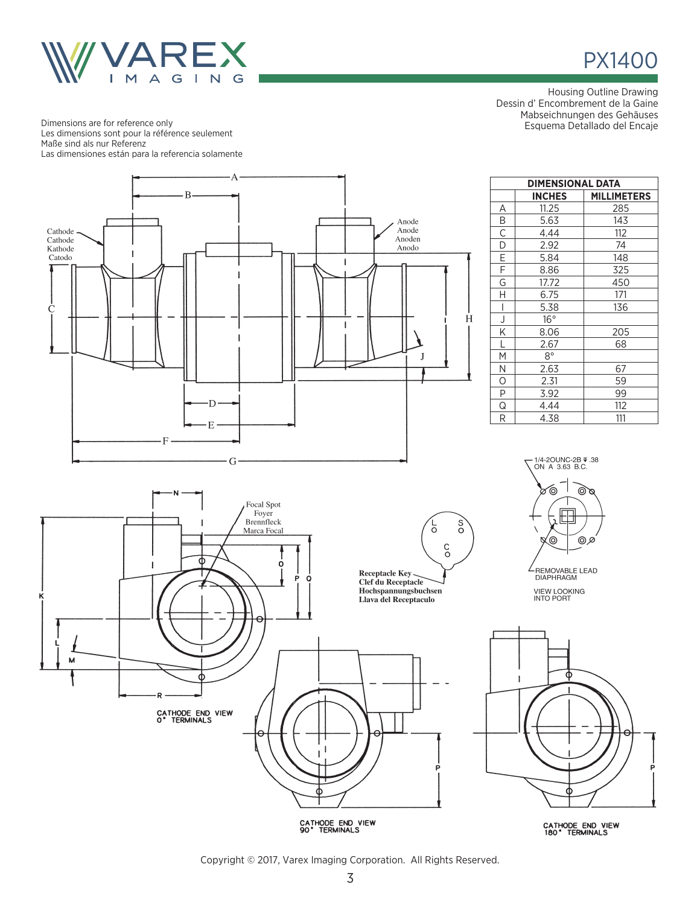# PX1400

Housing Outline Drawing
Dessin d' Encombrement de la Gaine
Mabseichnungen des Gehäuses
Esquema Detallado del Encaje

Dimensions are for reference only
Les dimensions sont pour la référence seulement
Maße sind als nur Referenz
Las dimensiones están para la referencia solamente

| DIMENSIONAL DATA | | |
|---|---|---|
| | INCHES | MILLIMETERS |
| A | 11.25 | 285 |
| B | 5.63 | 143 |
| C | 4.44 | 112 |
| D | 2.92 | 74 |
| E | 5.84 | 148 |
| F | 8.86 | 325 |
| G | 17.72 | 450 |
| H | 6.75 | 171 |
| I | 5.38 | 136 |
| J | 16° | |
| K | 8.06 | 205 |
| L | 2.67 | 68 |
| M | 8° | |
| N | 2.63 | 67 |
| O | 2.31 | 59 |
| P | 3.92 | 99 |
| Q | 4.44 | 112 |
| R | 4.38 | 111 |

Cathode / Cathode / Kathode / Catodo

Anode / Anode / Anoden / Anodo

Focal Spot / Foyer / Brennfleck / Marca Focal

**Receptacle Key**
**Clef du Receptacle**
**Hochspannungsbuchsen**
**Llava del Receptaculo**

1/4-20UNC-2B ⊽ .38 ON A 3.63 B.C.

REMOVABLE LEAD DIAPHRAGM

VIEW LOOKING INTO PORT

CATHODE END VIEW 0° TERMINALS

CATHODE END VIEW 90° TERMINALS

CATHODE END VIEW 180° TERMINALS

Copyright © 2017, Varex Imaging Corporation. All Rights Reserved.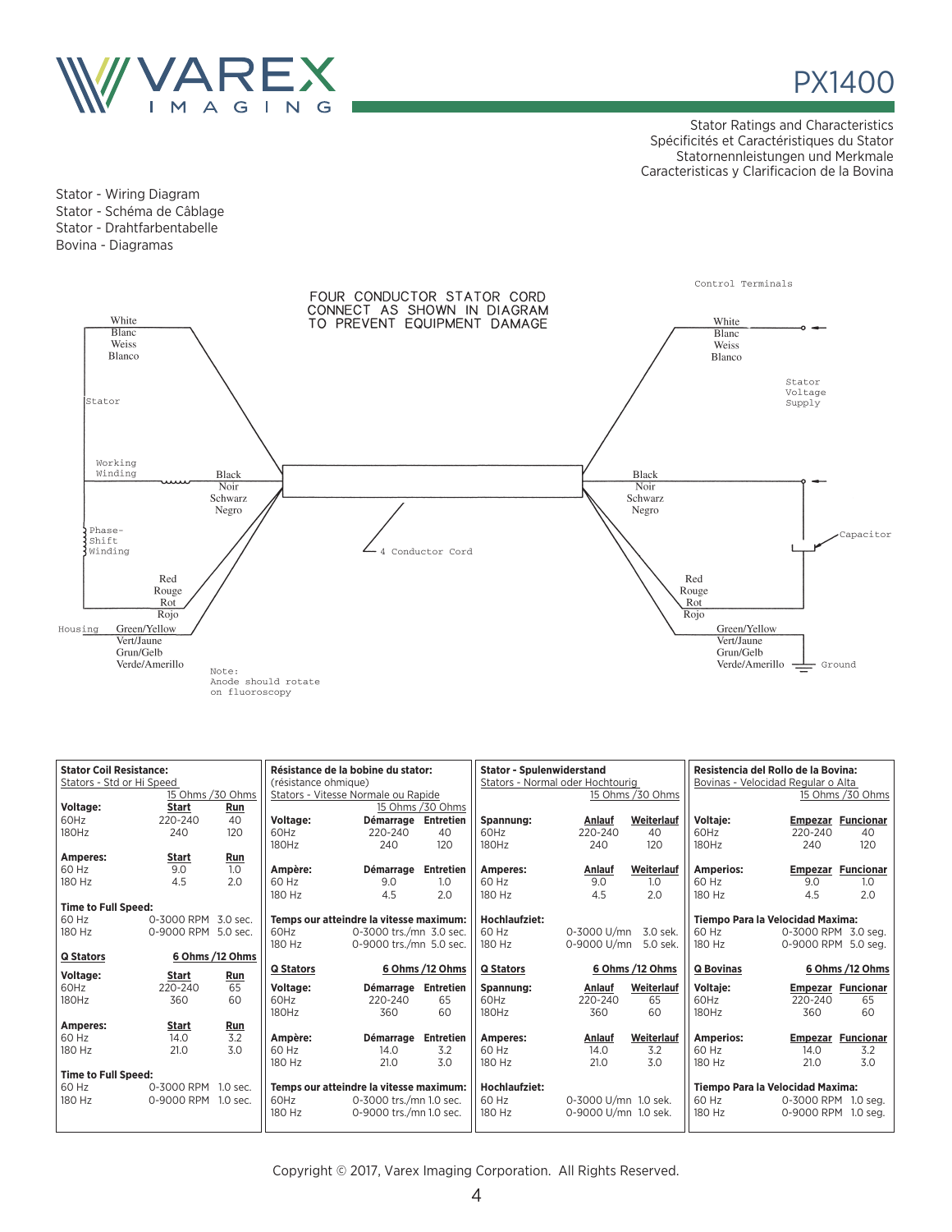# PX1400

Stator Ratings and Characteristics
Spécificités et Caractéristiques du Stator
Statornennleistungen und Merkmale
Caracteristicas y Clarificacion de la Bovina

Stator - Wiring Diagram
Stator - Schéma de Câblage
Stator - Drahtfarbentabelle
Bovina - Diagramas

FOUR CONDUCTOR STATOR CORD
CONNECT AS SHOWN IN DIAGRAM
TO PREVENT EQUIPMENT DAMAGE

Control Terminals

White / Blanc / Weiss / Blanco

Stator

Stator Voltage Supply

Working Winding

Black / Noir / Schwarz / Negro

Phase-Shift Winding

4 Conductor Cord

Capacitor

Red / Rouge / Rot / Rojo

Housing

Green/Yellow / Vert/Jaune / Grun/Gelb / Verde/Amerillo

Ground

Note:
Anode should rotate on fluoroscopy

**Stator Coil Resistance:**
Stators - Std or Hi Speed — 15 Ohms /30 Ohms

| Voltage: | Start | Run |
|---|---|---|
| 60Hz | 220-240 | 40 |
| 180Hz | 240 | 120 |

| Amperes: | Start | Run |
|---|---|---|
| 60 Hz | 9.0 | 1.0 |
| 180 Hz | 4.5 | 2.0 |

**Time to Full Speed:**

| | | |
|---|---|---|
| 60 Hz | 0-3000 RPM | 3.0 sec. |
| 180 Hz | 0-9000 RPM | 5.0 sec. |

**Q Stators** — 6 Ohms /12 Ohms

| Voltage: | Start | Run |
|---|---|---|
| 60Hz | 220-240 | 65 |
| 180Hz | 360 | 60 |

| Amperes: | Start | Run |
|---|---|---|
| 60 Hz | 14.0 | 3.2 |
| 180 Hz | 21.0 | 3.0 |

**Time to Full Speed:**

| | | |
|---|---|---|
| 60 Hz | 0-3000 RPM | 1.0 sec. |
| 180 Hz | 0-9000 RPM | 1.0 sec. |

**Résistance de la bobine du stator:**
(résistance ohmique)
Stators - Vitesse Normale ou Rapide — 15 Ohms /30 Ohms

| Voltage: | Démarrage | Entretien |
|---|---|---|
| 60Hz | 220-240 | 40 |
| 180Hz | 240 | 120 |

| Ampère: | Démarrage | Entretien |
|---|---|---|
| 60 Hz | 9.0 | 1.0 |
| 180 Hz | 4.5 | 2.0 |

**Temps our atteindre la vitesse maximum:**

| | | |
|---|---|---|
| 60Hz | 0-3000 trs./mn | 3.0 sec. |
| 180 Hz | 0-9000 trs./mn | 5.0 sec. |

**Q Stators** — 6 Ohms /12 Ohms

| Voltage: | Démarrage | Entretien |
|---|---|---|
| 60Hz | 220-240 | 65 |
| 180Hz | 360 | 60 |

| Ampère: | Démarrage | Entretien |
|---|---|---|
| 60 Hz | 14.0 | 3.2 |
| 180 Hz | 21.0 | 3.0 |

**Temps our atteindre la vitesse maximum:**

| | | |
|---|---|---|
| 60Hz | 0-3000 trs./mn | 1.0 sec. |
| 180 Hz | 0-9000 trs./mn | 1.0 sec. |

**Stator - Spulenwiderstand**
Stators - Normal oder Hochtourig — 15 Ohms /30 Ohms

| Spannung: | Anlauf | Weiterlauf |
|---|---|---|
| 60Hz | 220-240 | 40 |
| 180Hz | 240 | 120 |

| Amperes: | Anlauf | Weiterlauf |
|---|---|---|
| 60 Hz | 9.0 | 1.0 |
| 180 Hz | 4.5 | 2.0 |

**Hochlaufziet:**

| | | |
|---|---|---|
| 60 Hz | 0-3000 U/mn | 3.0 sek. |
| 180 Hz | 0-9000 U/mn | 5.0 sek. |

**Q Stators** — 6 Ohms /12 Ohms

| Spannung: | Anlauf | Weiterlauf |
|---|---|---|
| 60Hz | 220-240 | 65 |
| 180Hz | 360 | 60 |

| Amperes: | Anlauf | Weiterlauf |
|---|---|---|
| 60 Hz | 14.0 | 3.2 |
| 180 Hz | 21.0 | 3.0 |

**Hochlaufziet:**

| | | |
|---|---|---|
| 60 Hz | 0-3000 U/mn | 1.0 sek. |
| 180 Hz | 0-9000 U/mn | 1.0 sek. |

**Resistencia del Rollo de la Bovina:**
Bovinas - Velocidad Regular o Alta — 15 Ohms /30 Ohms

| Voltaje: | Empezar | Funcionar |
|---|---|---|
| 60Hz | 220-240 | 40 |
| 180Hz | 240 | 120 |

| Amperios: | Empezar | Funcionar |
|---|---|---|
| 60 Hz | 9.0 | 1.0 |
| 180 Hz | 4.5 | 2.0 |

**Tiempo Para la Velocidad Maxima:**

| | | |
|---|---|---|
| 60 Hz | 0-3000 RPM | 3.0 seg. |
| 180 Hz | 0-9000 RPM | 5.0 seg. |

**Q Bovinas** — 6 Ohms /12 Ohms

| Voltaje: | Empezar | Funcionar |
|---|---|---|
| 60Hz | 220-240 | 65 |
| 180Hz | 360 | 60 |

| Amperios: | Empezar | Funcionar |
|---|---|---|
| 60 Hz | 14.0 | 3.2 |
| 180 Hz | 21.0 | 3.0 |

**Tiempo Para la Velocidad Maxima:**

| | | |
|---|---|---|
| 60 Hz | 0-3000 RPM | 1.0 seg. |
| 180 Hz | 0-9000 RPM | 1.0 seg. |

Copyright © 2017, Varex Imaging Corporation. All Rights Reserved.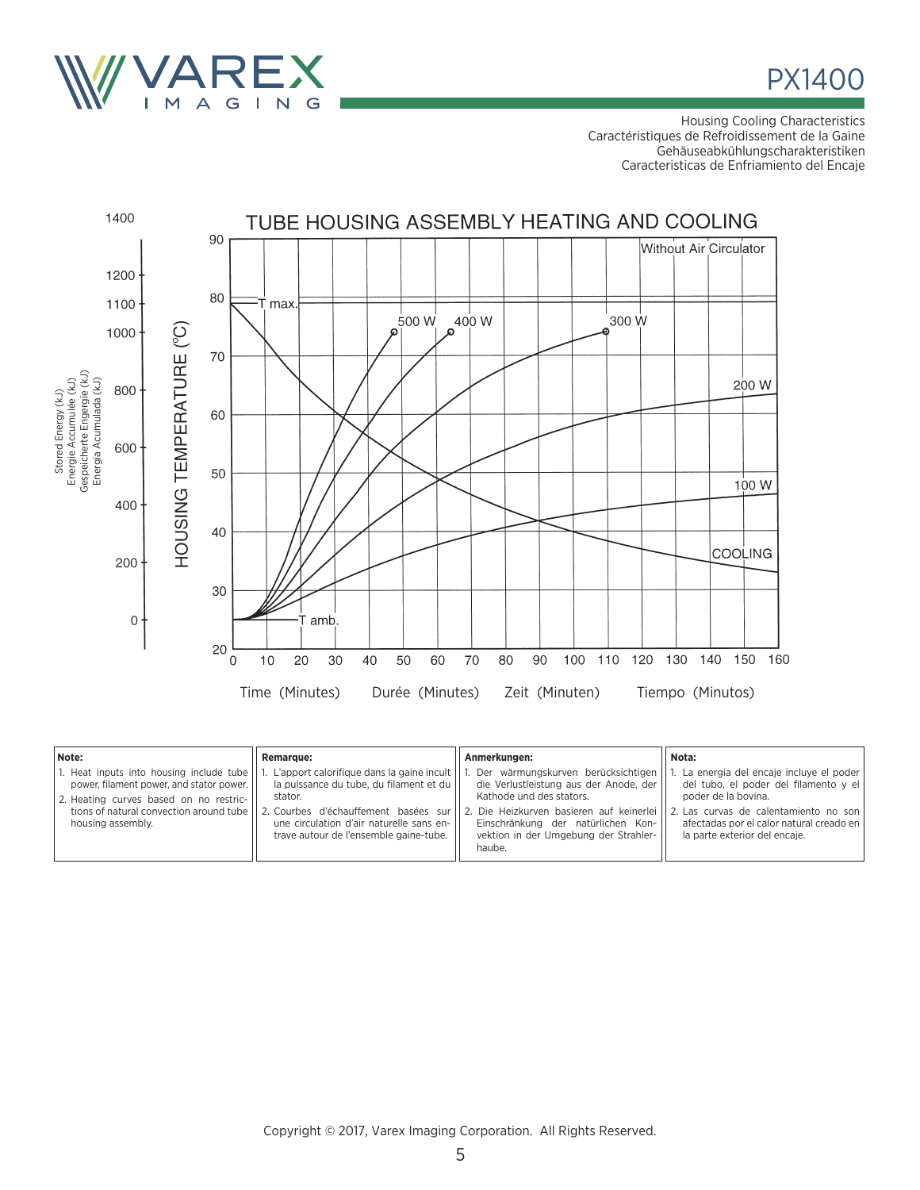# PX1400

Housing Cooling Characteristics
Caractéristiques de Refroidissement de la Gaine
Gehäuseabkühlungscharakteristiken
Caracteristicas de Enfriamiento del Encaje

## TUBE HOUSING ASSEMBLY HEATING AND COOLING

Without Air Circulator

HOUSING TEMPERATURE (°C): 20, 30, 40, 50, 60, 70, 80, 90

Stored Energy (kJ) / Energie Accumulée (kJ) / Gespeicherte Engergie (kJ) / Energia Acumulada (kJ): 0, 200, 400, 600, 800, 1000, 1100, 1200, 1400

Curves: T max., T amb., 500 W, 400 W, 300 W, 200 W, 100 W, COOLING

Time (Minutes) Durée (Minutes) Zeit (Minuten) Tiempo (Minutos): 0, 10, 20, 30, 40, 50, 60, 70, 80, 90, 100, 110, 120, 130, 140, 150, 160

| **Note:** | **Remarque:** | **Anmerkungen:** | **Nota:** |
|---|---|---|---|
| 1. Heat inputs into housing include tube power, filament power, and stator power.<br>2. Heating curves based on no restrictions of natural convection around tube housing assembly. | 1. L'apport calorifique dans la gaine incult la puissance du tube, du filament et du stator.<br>2. Courbes d'échauffement basées sur une circulation d'air naturelle sans entrave autour de l'ensemble gaine-tube. | 1. Der wärmungskurven berücksichtigen die Verlustleistung aus der Anode, der Kathode und des stators.<br>2. Die Heizkurven basieren auf keinerlei Einschränkung der natürlichen Konvektion in der Umgebung der Strahlerhaube. | 1. La energia del encaje incluye el poder del tubo, el poder del filamento y el poder de la bovina.<br>2. Las curvas de calentamiento no son afectadas por el calor natural creado en la parte exterior del encaje. |

Copyright © 2017, Varex Imaging Corporation. All Rights Reserved.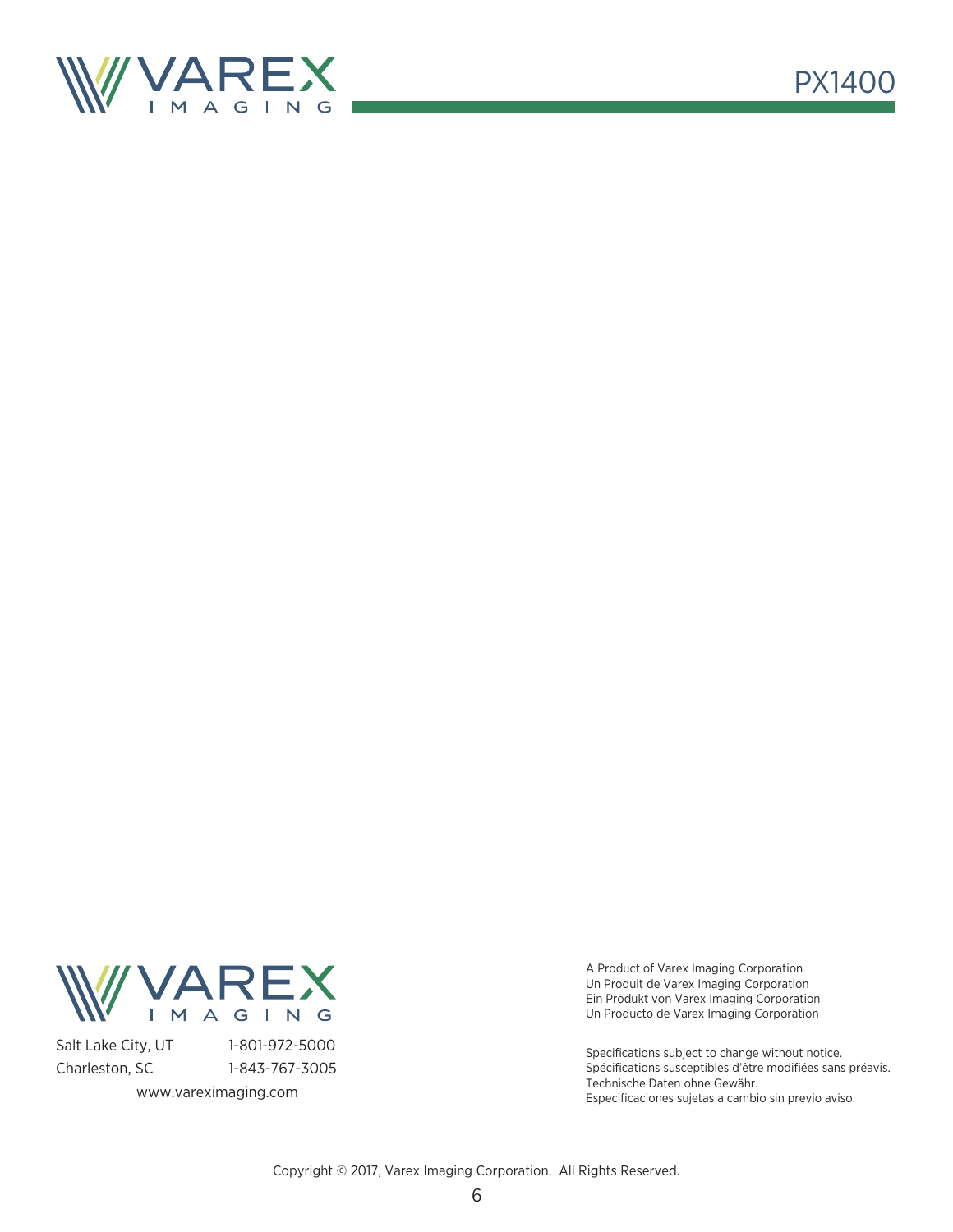VAREX IMAGING

Salt Lake City, UT 1-801-972-5000

Charleston, SC 1-843-767-3005

www.vareximaging.com

A Product of Varex Imaging Corporation
Un Produit de Varex Imaging Corporation
Ein Produkt von Varex Imaging Corporation
Un Producto de Varex Imaging Corporation

Specifications subject to change without notice.
Spécifications susceptibles d'être modifiées sans préavis.
Technische Daten ohne Gewähr.
Especificaciones sujetas a cambio sin previo aviso.

Copyright © 2017, Varex Imaging Corporation. All Rights Reserved.